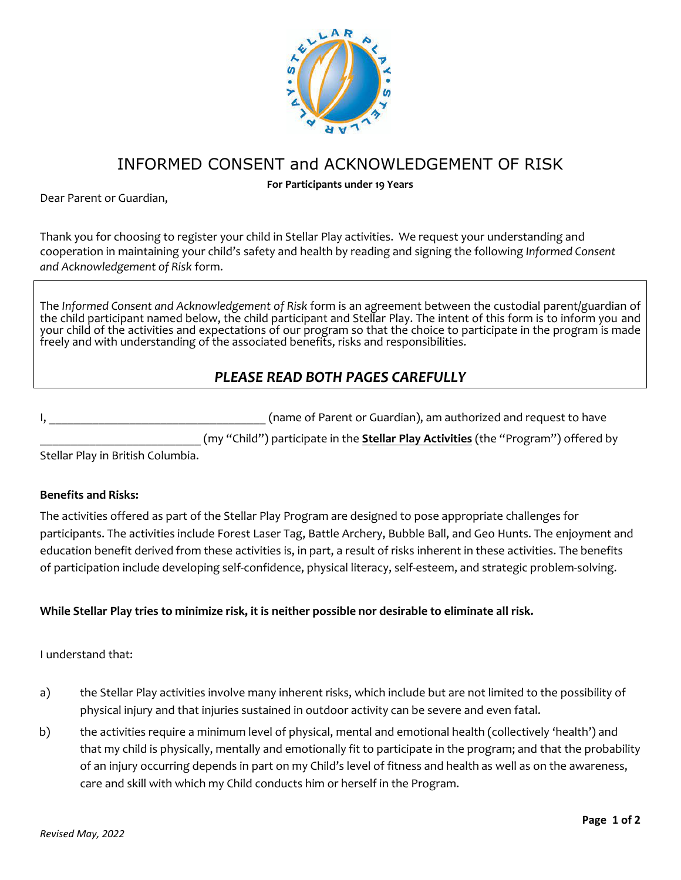# INFORMED CONSENT and ACKNOWLEDGEMENT OF RISK

**For Participants under 19 Years**

Dear Parent or Guardian,

Thank you for choosing to register your child in Stellar Play activities. We request your understanding and cooperation in maintaining your child's safety and health by reading and signing the following *Informed Consent and Acknowledgement of Risk* form.

The *Informed Consent and Acknowledgement of Risk* form is an agreement between the custodial parent/guardian of the child participant named below, the child participant and Stellar Play. The intent of this form is to inform you and your child of the activities and expectations of our program so that the choice to participate in the program is made freely and with understanding of the associated benefits, risks and responsibilities.

***PLEASE READ BOTH PAGES CAREFULLY***

I, ___________________________________ (name of Parent or Guardian), am authorized and request to have _________________________ (my "Child") participate in the **Stellar Play Activities** (the "Program") offered by Stellar Play in British Columbia.

**Benefits and Risks:**

The activities offered as part of the Stellar Play Program are designed to pose appropriate challenges for participants. The activities include Forest Laser Tag, Battle Archery, Bubble Ball, and Geo Hunts. The enjoyment and education benefit derived from these activities is, in part, a result of risks inherent in these activities. The benefits of participation include developing self-confidence, physical literacy, self-esteem, and strategic problem-solving.

**While Stellar Play tries to minimize risk, it is neither possible nor desirable to eliminate all risk.**

I understand that:

a) the Stellar Play activities involve many inherent risks, which include but are not limited to the possibility of physical injury and that injuries sustained in outdoor activity can be severe and even fatal.

b) the activities require a minimum level of physical, mental and emotional health (collectively 'health') and that my child is physically, mentally and emotionally fit to participate in the program; and that the probability of an injury occurring depends in part on my Child's level of fitness and health as well as on the awareness, care and skill with which my Child conducts him or herself in the Program.

*Revised May, 2022*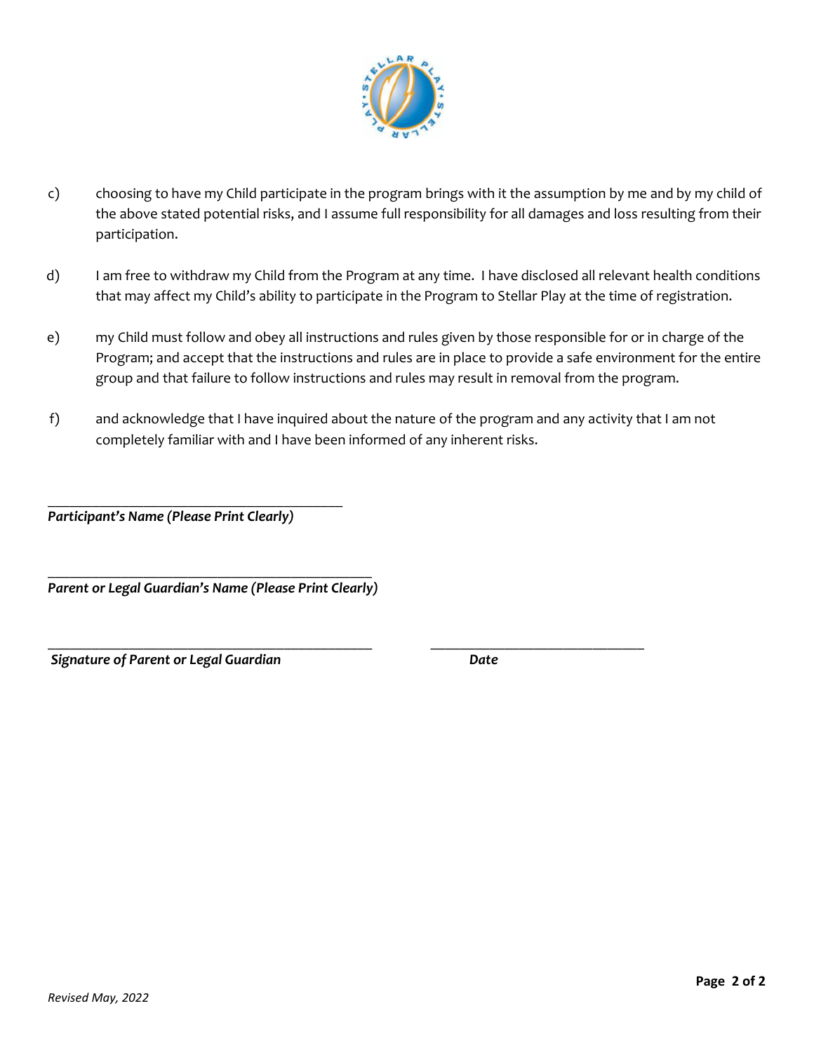c) choosing to have my Child participate in the program brings with it the assumption by me and by my child of the above stated potential risks, and I assume full responsibility for all damages and loss resulting from their participation.

d) I am free to withdraw my Child from the Program at any time. I have disclosed all relevant health conditions that may affect my Child's ability to participate in the Program to Stellar Play at the time of registration.

e) my Child must follow and obey all instructions and rules given by those responsible for or in charge of the Program; and accept that the instructions and rules are in place to provide a safe environment for the entire group and that failure to follow instructions and rules may result in removal from the program.

f) and acknowledge that I have inquired about the nature of the program and any activity that I am not completely familiar with and I have been informed of any inherent risks.

_____________________________________________

***Participant's Name (Please Print Clearly)***

_____________________________________________

***Parent or Legal Guardian's Name (Please Print Clearly)***

_____________________________________________ _______________________________

***Signature of Parent or Legal Guardian*** ***Date***

*Revised May, 2022*